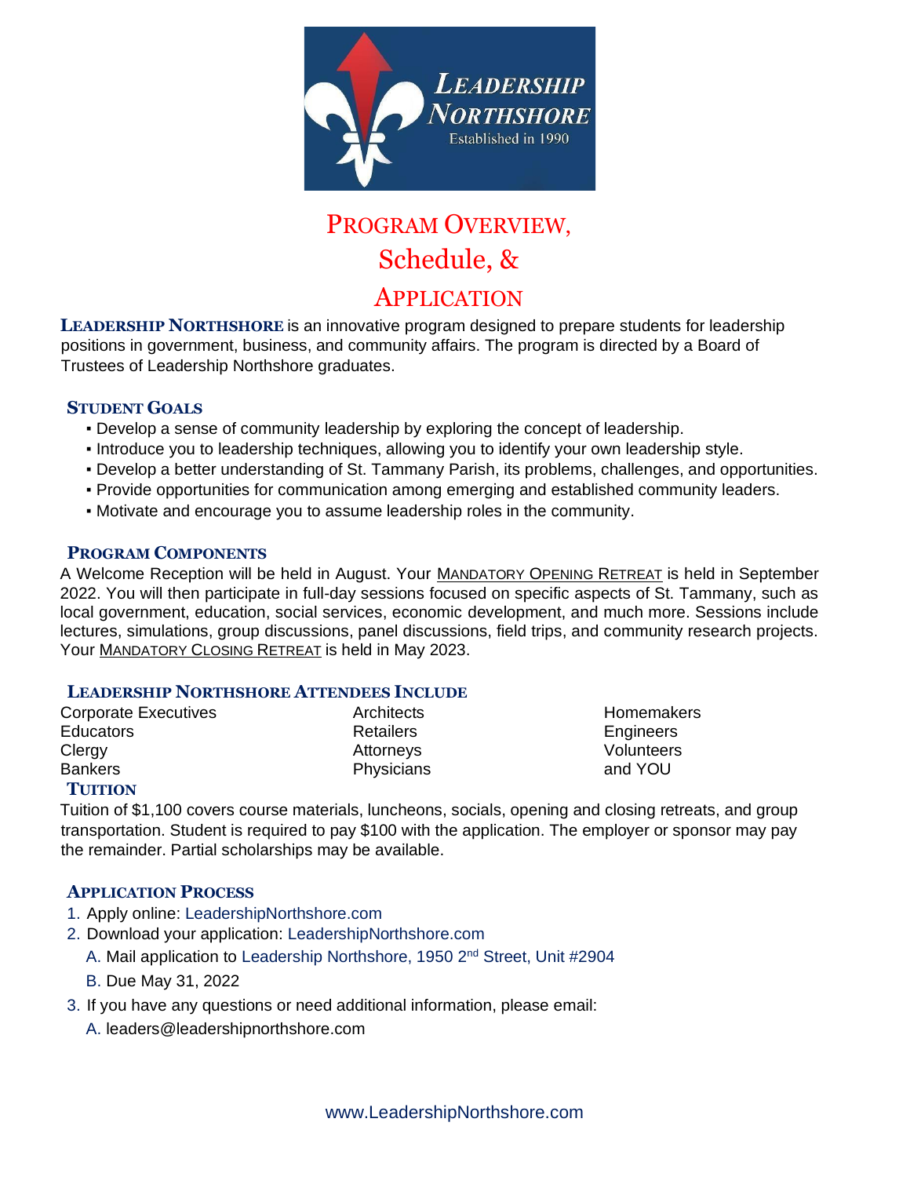# Program Overview, Schedule, & Application

**Leadership Northshore** is an innovative program designed to prepare students for leadership positions in government, business, and community affairs. The program is directed by a Board of Trustees of Leadership Northshore graduates.

## Student Goals

- Develop a sense of community leadership by exploring the concept of leadership.
- Introduce you to leadership techniques, allowing you to identify your own leadership style.
- Develop a better understanding of St. Tammany Parish, its problems, challenges, and opportunities.
- Provide opportunities for communication among emerging and established community leaders.
- Motivate and encourage you to assume leadership roles in the community.

## Program Components

A Welcome Reception will be held in August. Your Mandatory Opening Retreat is held in September 2022. You will then participate in full-day sessions focused on specific aspects of St. Tammany, such as local government, education, social services, economic development, and much more. Sessions include lectures, simulations, group discussions, panel discussions, field trips, and community research projects. Your Mandatory Closing Retreat is held in May 2023.

## Leadership Northshore Attendees Include

| | | |
|---|---|---|
| Corporate Executives | Architects | Homemakers |
| Educators | Retailers | Engineers |
| Clergy | Attorneys | Volunteers |
| Bankers | Physicians | and YOU |

## Tuition

Tuition of $1,100 covers course materials, luncheons, socials, opening and closing retreats, and group transportation. Student is required to pay $100 with the application. The employer or sponsor may pay the remainder. Partial scholarships may be available.

## Application Process

1. Apply online: LeadershipNorthshore.com
2. Download your application: LeadershipNorthshore.com
   A. Mail application to Leadership Northshore, 1950 2nd Street, Unit #2904
   B. Due May 31, 2022
3. If you have any questions or need additional information, please email:
   A. leaders@leadershipnorthshore.com

www.LeadershipNorthshore.com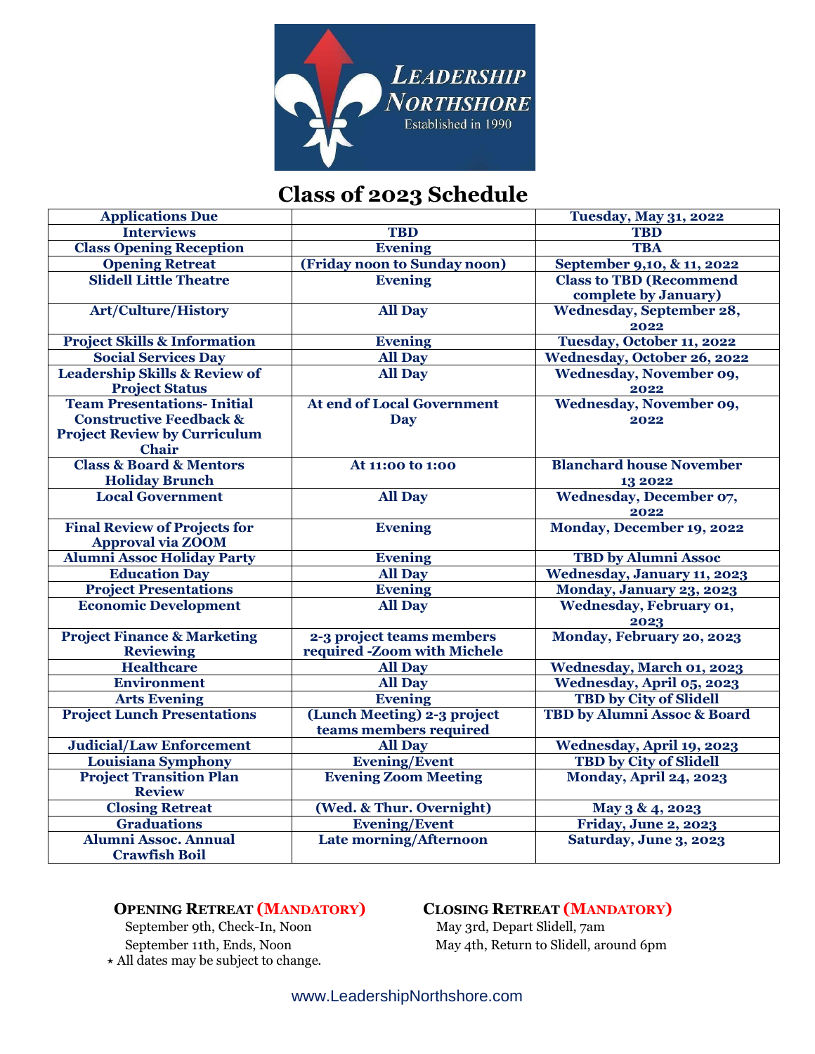# Class of 2023 Schedule

| Event | Time | Date |
|---|---|---|
| **Applications Due** | | **Tuesday, May 31, 2022** |
| **Interviews** | **TBD** | **TBD** |
| **Class Opening Reception** | **Evening** | **TBA** |
| **Opening Retreat** | **(Friday noon to Sunday noon)** | **September 9,10, & 11, 2022** |
| **Slidell Little Theatre** | **Evening** | **Class to TBD (Recommend complete by January)** |
| **Art/Culture/History** | **All Day** | **Wednesday, September 28, 2022** |
| **Project Skills & Information** | **Evening** | **Tuesday, October 11, 2022** |
| **Social Services Day** | **All Day** | **Wednesday, October 26, 2022** |
| **Leadership Skills & Review of Project Status** | **All Day** | **Wednesday, November 09, 2022** |
| **Team Presentations- Initial Constructive Feedback & Project Review by Curriculum Chair** | **At end of Local Government Day** | **Wednesday, November 09, 2022** |
| **Class & Board & Mentors Holiday Brunch** | **At 11:00 to 1:00** | **Blanchard house November 13 2022** |
| **Local Government** | **All Day** | **Wednesday, December 07, 2022** |
| **Final Review of Projects for Approval via ZOOM** | **Evening** | **Monday, December 19, 2022** |
| **Alumni Assoc Holiday Party** | **Evening** | **TBD by Alumni Assoc** |
| **Education Day** | **All Day** | **Wednesday, January 11, 2023** |
| **Project Presentations** | **Evening** | **Monday, January 23, 2023** |
| **Economic Development** | **All Day** | **Wednesday, February 01, 2023** |
| **Project Finance & Marketing Reviewing** | **2-3 project teams members required -Zoom with Michele** | **Monday, February 20, 2023** |
| **Healthcare** | **All Day** | **Wednesday, March 01, 2023** |
| **Environment** | **All Day** | **Wednesday, April 05, 2023** |
| **Arts Evening** | **Evening** | **TBD by City of Slidell** |
| **Project Lunch Presentations** | **(Lunch Meeting) 2-3 project teams members required** | **TBD by Alumni Assoc & Board** |
| **Judicial/Law Enforcement** | **All Day** | **Wednesday, April 19, 2023** |
| **Louisiana Symphony** | **Evening/Event** | **TBD by City of Slidell** |
| **Project Transition Plan Review** | **Evening Zoom Meeting** | **Monday, April 24, 2023** |
| **Closing Retreat** | **(Wed. & Thur. Overnight)** | **May 3 & 4, 2023** |
| **Graduations** | **Evening/Event** | **Friday, June 2, 2023** |
| **Alumni Assoc. Annual Crawfish Boil** | **Late morning/Afternoon** | **Saturday, June 3, 2023** |

**OPENING RETREAT (MANDATORY)**

September 9th, Check-In, Noon
September 11th, Ends, Noon

⋆ All dates may be subject to change.

**CLOSING RETREAT (MANDATORY)**

May 3rd, Depart Slidell, 7am
May 4th, Return to Slidell, around 6pm

www.LeadershipNorthshore.com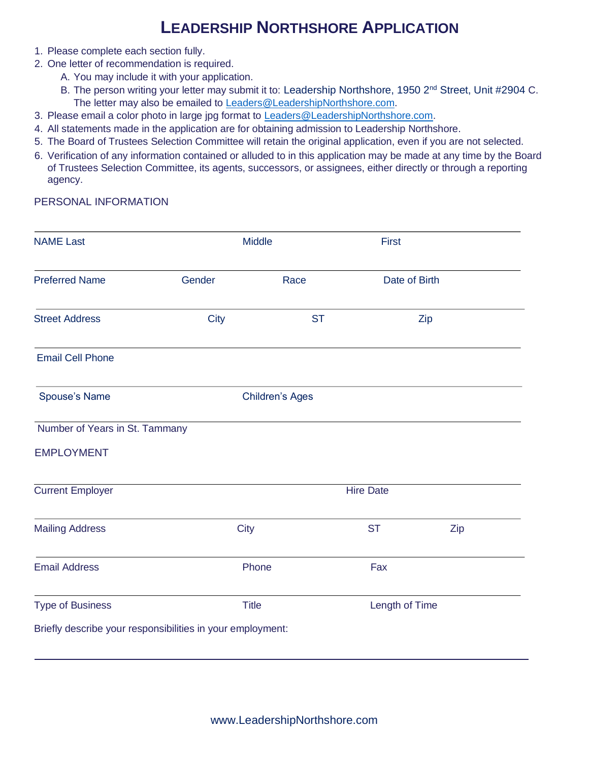# LEADERSHIP NORTHSHORE APPLICATION

1. Please complete each section fully.
2. One letter of recommendation is required.
   A. You may include it with your application.
   B. The person writing your letter may submit it to: Leadership Northshore, 1950 2nd Street, Unit #2904 C. The letter may also be emailed to Leaders@LeadershipNorthshore.com.
3. Please email a color photo in large jpg format to Leaders@LeadershipNorthshore.com.
4. All statements made in the application are for obtaining admission to Leadership Northshore.
5. The Board of Trustees Selection Committee will retain the original application, even if you are not selected.
6. Verification of any information contained or alluded to in this application may be made at any time by the Board of Trustees Selection Committee, its agents, successors, or assignees, either directly or through a reporting agency.

PERSONAL INFORMATION

NAME Last  Middle  First

Preferred Name  Gender  Race  Date of Birth

Street Address  City  ST  Zip

Email Cell Phone

Spouse's Name  Children's Ages

Number of Years in St. Tammany

EMPLOYMENT

Current Employer  Hire Date

Mailing Address  City  ST  Zip

Email Address  Phone  Fax

Type of Business  Title  Length of Time

Briefly describe your responsibilities in your employment:

www.LeadershipNorthshore.com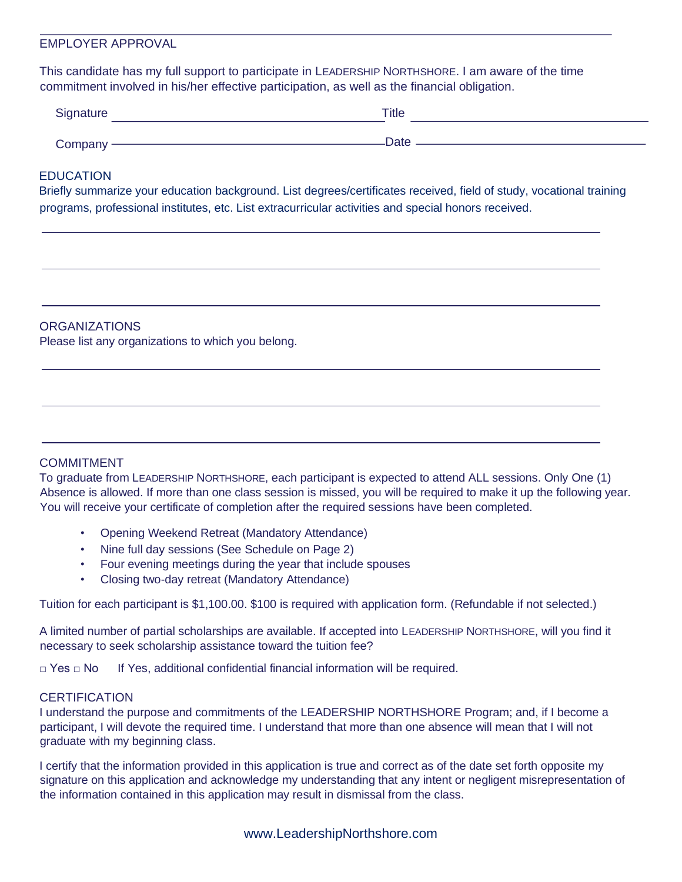## EMPLOYER APPROVAL

This candidate has my full support to participate in LEADERSHIP NORTHSHORE. I am aware of the time commitment involved in his/her effective participation, as well as the financial obligation.

Signature ______________________________ Title ______________________________

Company ______________________________ Date ______________________________

## EDUCATION

Briefly summarize your education background. List degrees/certificates received, field of study, vocational training programs, professional institutes, etc. List extracurricular activities and special honors received.

______________________________________________________________________

______________________________________________________________________

______________________________________________________________________

## ORGANIZATIONS

Please list any organizations to which you belong.

______________________________________________________________________

______________________________________________________________________

______________________________________________________________________

## COMMITMENT

To graduate from LEADERSHIP NORTHSHORE, each participant is expected to attend ALL sessions. Only One (1) Absence is allowed. If more than one class session is missed, you will be required to make it up the following year. You will receive your certificate of completion after the required sessions have been completed.

- Opening Weekend Retreat (Mandatory Attendance)
- Nine full day sessions (See Schedule on Page 2)
- Four evening meetings during the year that include spouses
- Closing two-day retreat (Mandatory Attendance)

Tuition for each participant is $1,100.00. $100 is required with application form. (Refundable if not selected.)

A limited number of partial scholarships are available. If accepted into LEADERSHIP NORTHSHORE, will you find it necessary to seek scholarship assistance toward the tuition fee?

□ Yes □ No    If Yes, additional confidential financial information will be required.

## CERTIFICATION

I understand the purpose and commitments of the LEADERSHIP NORTHSHORE Program; and, if I become a participant, I will devote the required time. I understand that more than one absence will mean that I will not graduate with my beginning class.

I certify that the information provided in this application is true and correct as of the date set forth opposite my signature on this application and acknowledge my understanding that any intent or negligent misrepresentation of the information contained in this application may result in dismissal from the class.

www.LeadershipNorthshore.com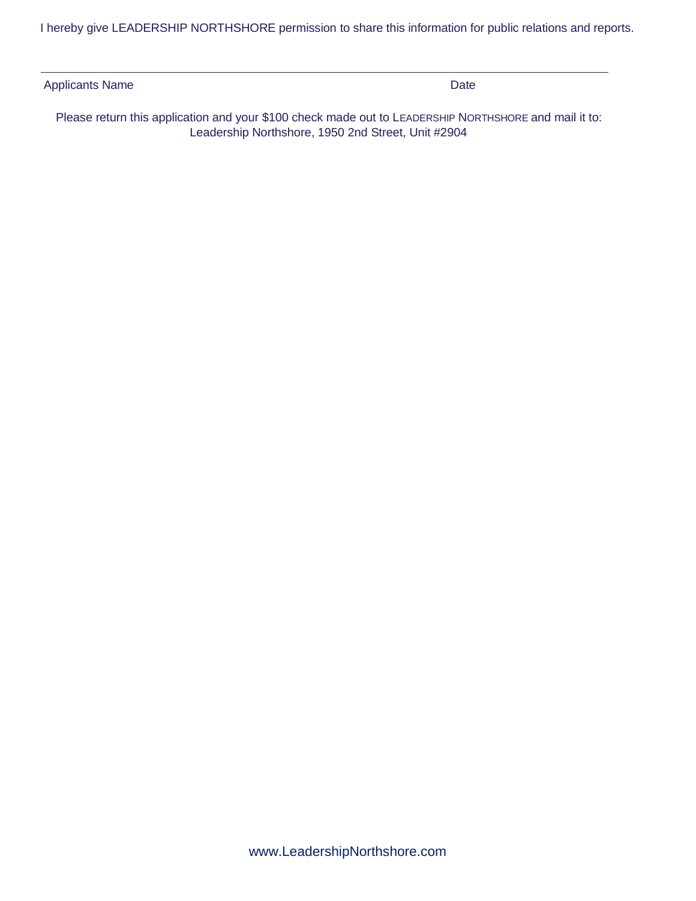I hereby give LEADERSHIP NORTHSHORE permission to share this information for public relations and reports.

Applicants Name Date

Please return this application and your $100 check made out to LEADERSHIP NORTHSHORE and mail it to:
Leadership Northshore, 1950 2nd Street, Unit #2904

www.LeadershipNorthshore.com